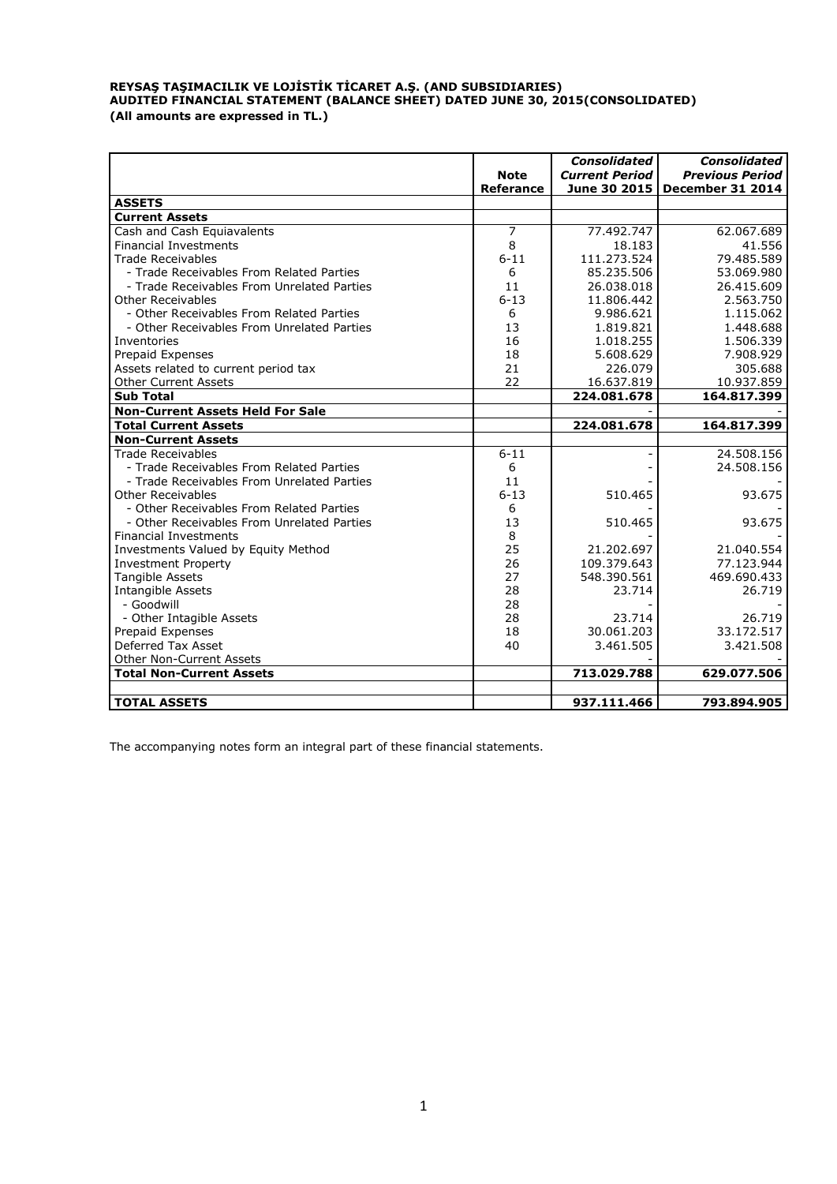**REYSAŞ TAŞIMACILIK VE LOJİSTİK TİCARET A.Ş. (AND SUBSIDIARIES)**
**AUDITED FINANCIAL STATEMENT (BALANCE SHEET) DATED JUNE 30, 2015(CONSOLIDATED)**
**(All amounts are expressed in TL.)**

| | Note Referance | *Consolidated Current Period* June 30 2015 | *Consolidated Previous Period* December 31 2014 |
|---|---|---|---|
| **ASSETS** | | | |
| **Current Assets** | | | |
| Cash and Cash Equiavalents | 7 | 77.492.747 | 62.067.689 |
| Financial Investments | 8 | 18.183 | 41.556 |
| Trade Receivables | 6-11 | 111.273.524 | 79.485.589 |
| - Trade Receivables From Related Parties | 6 | 85.235.506 | 53.069.980 |
| - Trade Receivables From Unrelated Parties | 11 | 26.038.018 | 26.415.609 |
| Other Receivables | 6-13 | 11.806.442 | 2.563.750 |
| - Other Receivables From Related Parties | 6 | 9.986.621 | 1.115.062 |
| - Other Receivables From Unrelated Parties | 13 | 1.819.821 | 1.448.688 |
| Inventories | 16 | 1.018.255 | 1.506.339 |
| Prepaid Expenses | 18 | 5.608.629 | 7.908.929 |
| Assets related to current period tax | 21 | 226.079 | 305.688 |
| Other Current Assets | 22 | 16.637.819 | 10.937.859 |
| **Sub Total** | | **224.081.678** | **164.817.399** |
| **Non-Current Assets Held For Sale** | | - | - |
| **Total Current Assets** | | **224.081.678** | **164.817.399** |
| **Non-Current Assets** | | | |
| Trade Receivables | 6-11 | - | 24.508.156 |
| - Trade Receivables From Related Parties | 6 | - | 24.508.156 |
| - Trade Receivables From Unrelated Parties | 11 | - | - |
| Other Receivables | 6-13 | 510.465 | 93.675 |
| - Other Receivables From Related Parties | 6 | - | - |
| - Other Receivables From Unrelated Parties | 13 | 510.465 | 93.675 |
| Financial Investments | 8 | - | - |
| Investments Valued by Equity Method | 25 | 21.202.697 | 21.040.554 |
| Investment Property | 26 | 109.379.643 | 77.123.944 |
| Tangible Assets | 27 | 548.390.561 | 469.690.433 |
| Intangible Assets | 28 | 23.714 | 26.719 |
| - Goodwill | 28 | - | - |
| - Other Intagible Assets | 28 | 23.714 | 26.719 |
| Prepaid Expenses | 18 | 30.061.203 | 33.172.517 |
| Deferred Tax Asset | 40 | 3.461.505 | 3.421.508 |
| Other Non-Current Assets | | - | - |
| **Total Non-Current Assets** | | **713.029.788** | **629.077.506** |
| | | | |
| **TOTAL ASSETS** | | **937.111.466** | **793.894.905** |

The accompanying notes form an integral part of these financial statements.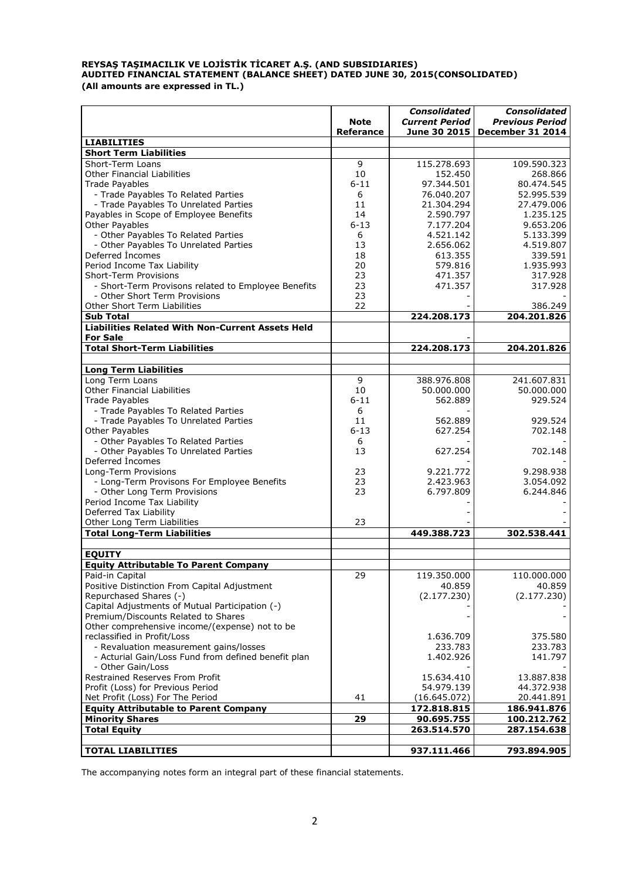**REYSAŞ TAŞIMACILIK VE LOJİSTİK TİCARET A.Ş. (AND SUBSIDIARIES)**
**AUDITED FINANCIAL STATEMENT (BALANCE SHEET) DATED JUNE 30, 2015(CONSOLIDATED)**
**(All amounts are expressed in TL.)**

| | Note Referance | *Consolidated Current Period* June 30 2015 | *Consolidated Previous Period* December 31 2014 |
|---|---|---|---|
| **LIABILITIES** | | | |
| **Short Term Liabilities** | | | |
| Short-Term Loans | 9 | 115.278.693 | 109.590.323 |
| Other Financial Liabilities | 10 | 152.450 | 268.866 |
| Trade Payables | 6-11 | 97.344.501 | 80.474.545 |
| - Trade Payables To Related Parties | 6 | 76.040.207 | 52.995.539 |
| - Trade Payables To Unrelated Parties | 11 | 21.304.294 | 27.479.006 |
| Payables in Scope of Employee Benefits | 14 | 2.590.797 | 1.235.125 |
| Other Payables | 6-13 | 7.177.204 | 9.653.206 |
| - Other Payables To Related Parties | 6 | 4.521.142 | 5.133.399 |
| - Other Payables To Unrelated Parties | 13 | 2.656.062 | 4.519.807 |
| Deferred İncomes | 18 | 613.355 | 339.591 |
| Period Income Tax Liability | 20 | 579.816 | 1.935.993 |
| Short-Term Provisions | 23 | 471.357 | 317.928 |
| - Short-Term Provisons related to Employee Benefits | 23 | 471.357 | 317.928 |
| - Other Short Term Provisions | 23 | - | - |
| Other Short Term Liabilities | 22 | - | 386.249 |
| **Sub Total** | | **224.208.173** | **204.201.826** |
| **Liabilities Related With Non-Current Assets Held For Sale** | | - | |
| **Total Short-Term Liabilities** | | **224.208.173** | **204.201.826** |
| | | | |
| **Long Term Liabilities** | | | |
| Long Term Loans | 9 | 388.976.808 | 241.607.831 |
| Other Financial Liabilities | 10 | 50.000.000 | 50.000.000 |
| Trade Payables | 6-11 | 562.889 | 929.524 |
| - Trade Payables To Related Parties | 6 | - | |
| - Trade Payables To Unrelated Parties | 11 | 562.889 | 929.524 |
| Other Payables | 6-13 | 627.254 | 702.148 |
| - Other Payables To Related Parties | 6 | - | - |
| - Other Payables To Unrelated Parties | 13 | 627.254 | 702.148 |
| Deferred İncomes | | - | - |
| Long-Term Provisions | 23 | 9.221.772 | 9.298.938 |
| - Long-Term Provisons For Employee Benefits | 23 | 2.423.963 | 3.054.092 |
| - Other Long Term Provisions | 23 | 6.797.809 | 6.244.846 |
| Period Income Tax Liability | | - | - |
| Deferred Tax Liability | | - | - |
| Other Long Term Liabilities | 23 | - | - |
| **Total Long-Term Liabilities** | | **449.388.723** | **302.538.441** |
| | | | |
| **EQUITY** | | | |
| **Equity Attributable To Parent Company** | | | |
| Paid-in Capital | 29 | 119.350.000 | 110.000.000 |
| Positive Distinction From Capital Adjustment | | 40.859 | 40.859 |
| Repurchased Shares (-) | | (2.177.230) | (2.177.230) |
| Capital Adjustments of Mutual Participation (-) | | - | - |
| Premium/Discounts Related to Shares | | - | - |
| Other comprehensive income/(expense) not to be reclassified in Profit/Loss | | 1.636.709 | 375.580 |
| - Revaluation measurement gains/losses | | 233.783 | 233.783 |
| - Acturial Gain/Loss Fund from defined benefit plan | | 1.402.926 | 141.797 |
| - Other Gain/Loss | | - | - |
| Restrained Reserves From Profit | | 15.634.410 | 13.887.838 |
| Profit (Loss) for Previous Period | | 54.979.139 | 44.372.938 |
| Net Profit (Loss) For The Period | 41 | (16.645.072) | 20.441.891 |
| **Equity Attributable to Parent Company** | | **172.818.815** | **186.941.876** |
| **Minority Shares** | **29** | **90.695.755** | **100.212.762** |
| **Total Equity** | | **263.514.570** | **287.154.638** |
| | | | |
| **TOTAL LIABILITIES** | | **937.111.466** | **793.894.905** |

The accompanying notes form an integral part of these financial statements.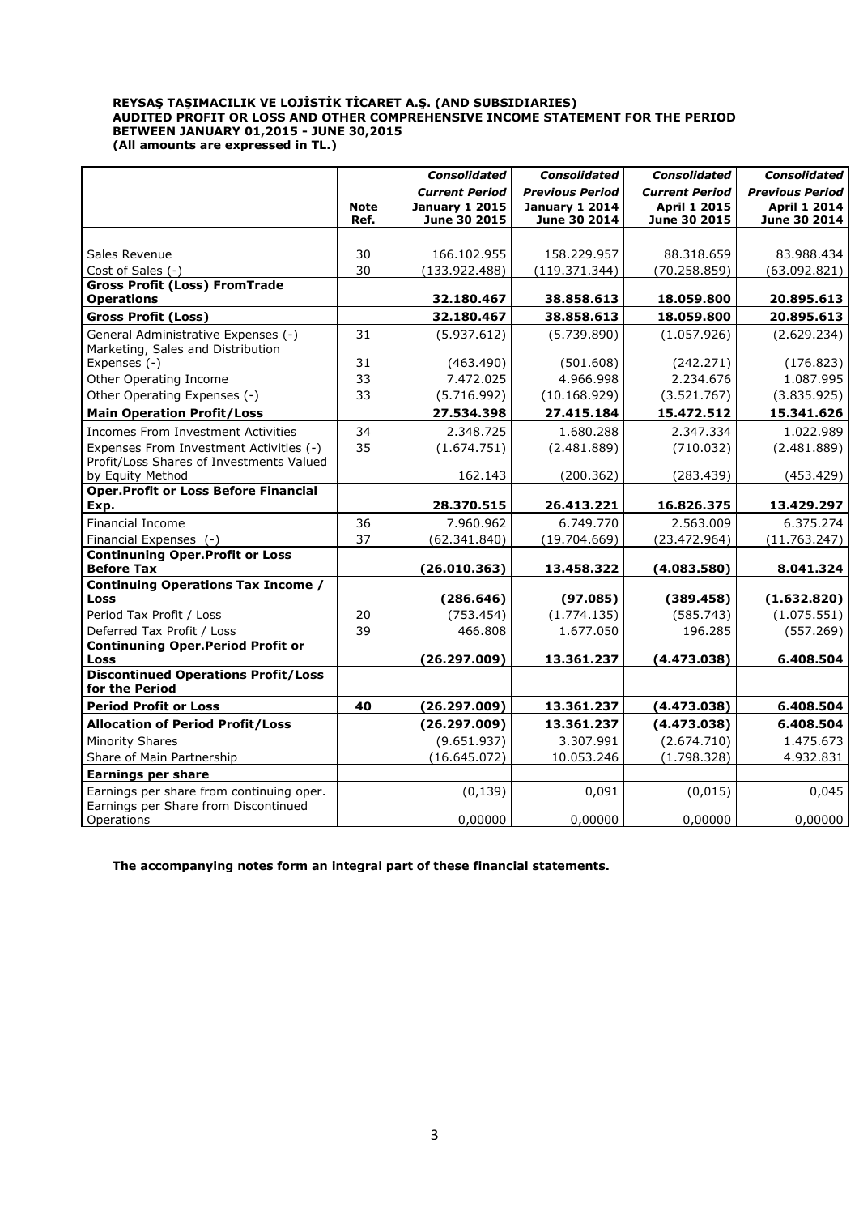**REYSAŞ TAŞIMACILIK VE LOJİSTİK TİCARET A.Ş. (AND SUBSIDIARIES)**
**AUDITED PROFIT OR LOSS AND OTHER COMPREHENSIVE INCOME STATEMENT FOR THE PERIOD BETWEEN JANUARY 01,2015 - JUNE 30,2015**
**(All amounts are expressed in TL.)**

| | Note Ref. | *Consolidated* *Current Period* January 1 2015 June 30 2015 | *Consolidated* *Previous Period* January 1 2014 June 30 2014 | *Consolidated* *Current Period* April 1 2015 June 30 2015 | *Consolidated* *Previous Period* April 1 2014 June 30 2014 |
|---|---|---|---|---|---|
| Sales Revenue | 30 | 166.102.955 | 158.229.957 | 88.318.659 | 83.988.434 |
| Cost of Sales (-) | 30 | (133.922.488) | (119.371.344) | (70.258.859) | (63.092.821) |
| **Gross Profit (Loss) FromTrade Operations** | | **32.180.467** | **38.858.613** | **18.059.800** | **20.895.613** |
| **Gross Profit (Loss)** | | **32.180.467** | **38.858.613** | **18.059.800** | **20.895.613** |
| General Administrative Expenses (-) | 31 | (5.937.612) | (5.739.890) | (1.057.926) | (2.629.234) |
| Marketing, Sales and Distribution Expenses (-) | 31 | (463.490) | (501.608) | (242.271) | (176.823) |
| Other Operating Income | 33 | 7.472.025 | 4.966.998 | 2.234.676 | 1.087.995 |
| Other Operating Expenses (-) | 33 | (5.716.992) | (10.168.929) | (3.521.767) | (3.835.925) |
| **Main Operation Profit/Loss** | | **27.534.398** | **27.415.184** | **15.472.512** | **15.341.626** |
| Incomes From Investment Activities | 34 | 2.348.725 | 1.680.288 | 2.347.334 | 1.022.989 |
| Expenses From Investment Activities (-) | 35 | (1.674.751) | (2.481.889) | (710.032) | (2.481.889) |
| Profit/Loss Shares of Investments Valued by Equity Method | | 162.143 | (200.362) | (283.439) | (453.429) |
| **Oper.Profit or Loss Before Financial Exp.** | | **28.370.515** | **26.413.221** | **16.826.375** | **13.429.297** |
| Financial Income | 36 | 7.960.962 | 6.749.770 | 2.563.009 | 6.375.274 |
| Financial Expenses (-) | 37 | (62.341.840) | (19.704.669) | (23.472.964) | (11.763.247) |
| **Continuning Oper.Profit or Loss Before Tax** | | **(26.010.363)** | **13.458.322** | **(4.083.580)** | **8.041.324** |
| **Continuning Operations Tax Income / Loss** | | **(286.646)** | **(97.085)** | **(389.458)** | **(1.632.820)** |
| Period Tax Profit / Loss | 20 | (753.454) | (1.774.135) | (585.743) | (1.075.551) |
| Deferred Tax Profit / Loss | 39 | 466.808 | 1.677.050 | 196.285 | (557.269) |
| **Continuning Oper.Period Profit or Loss** | | **(26.297.009)** | **13.361.237** | **(4.473.038)** | **6.408.504** |
| **Discontinued Operations Profit/Loss for the Period** | | | | | |
| **Period Profit or Loss** | **40** | **(26.297.009)** | **13.361.237** | **(4.473.038)** | **6.408.504** |
| **Allocation of Period Profit/Loss** | | **(26.297.009)** | **13.361.237** | **(4.473.038)** | **6.408.504** |
| Minority Shares | | (9.651.937) | 3.307.991 | (2.674.710) | 1.475.673 |
| Share of Main Partnership | | (16.645.072) | 10.053.246 | (1.798.328) | 4.932.831 |
| **Earnings per share** | | | | | |
| Earnings per share from continuing oper. | | (0,139) | 0,091 | (0,015) | 0,045 |
| Earnings per Share from Discontinued Operations | | 0,00000 | 0,00000 | 0,00000 | 0,00000 |

**The accompanying notes form an integral part of these financial statements.**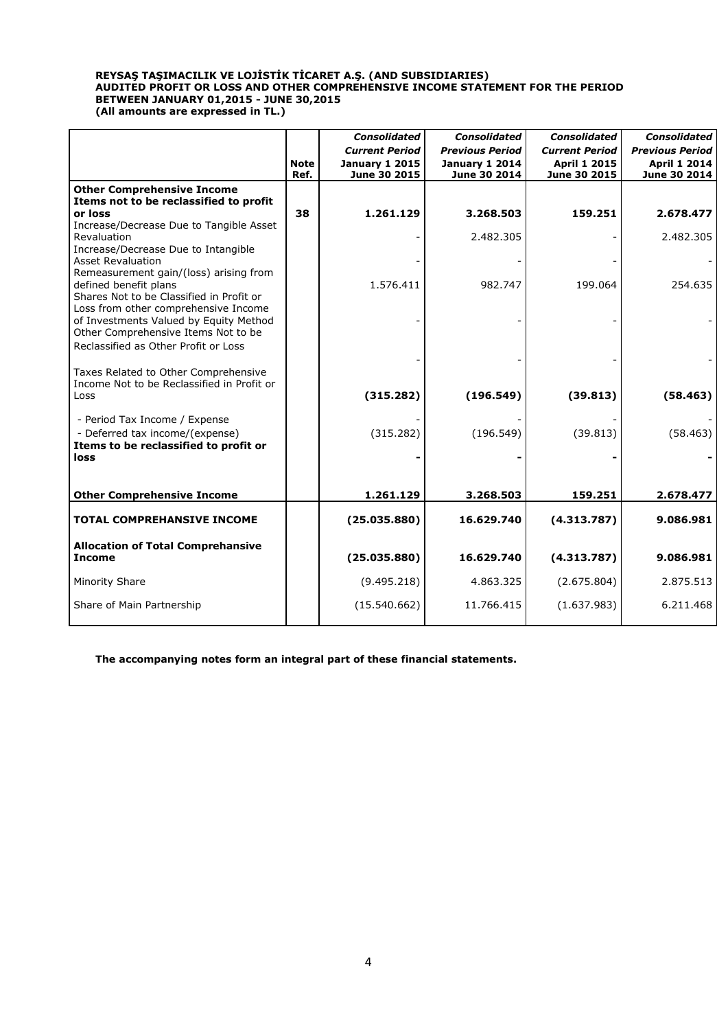**REYSAŞ TAŞIMACILIK VE LOJİSTİK TİCARET A.Ş. (AND SUBSIDIARIES)**
**AUDITED PROFIT OR LOSS AND OTHER COMPREHENSIVE INCOME STATEMENT FOR THE PERIOD BETWEEN JANUARY 01,2015 - JUNE 30,2015**
**(All amounts are expressed in TL.)**

| | Note Ref. | *Consolidated* *Current Period* January 1 2015 June 30 2015 | *Consolidated* *Previous Period* January 1 2014 June 30 2014 | *Consolidated* *Current Period* April 1 2015 June 30 2015 | *Consolidated* *Previous Period* April 1 2014 June 30 2014 |
|---|---|---|---|---|---|
| **Other Comprehensive Income** | | | | | |
| **Items not to be reclassified to profit or loss** | **38** | **1.261.129** | **3.268.503** | **159.251** | **2.678.477** |
| Increase/Decrease Due to Tangible Asset Revaluation | | - | 2.482.305 | - | 2.482.305 |
| Increase/Decrease Due to Intangible Asset Revaluation | | - | - | - | - |
| Remeasurement gain/(loss) arising from defined benefit plans | | 1.576.411 | 982.747 | 199.064 | 254.635 |
| Shares Not to be Classified in Profit or Loss from other comprehensive Income of Investments Valued by Equity Method | | - | - | - | - |
| Other Comprehensive Items Not to be Reclassified as Other Profit or Loss | | - | - | - | - |
| Taxes Related to Other Comprehensive Income Not to be Reclassified in Profit or Loss | | **(315.282)** | **(196.549)** | **(39.813)** | **(58.463)** |
| - Period Tax Income / Expense | | - | - | - | - |
| - Deferred tax income/(expense) | | (315.282) | (196.549) | (39.813) | (58.463) |
| **Items to be reclassified to profit or loss** | | **-** | **-** | **-** | **-** |
| **Other Comprehensive Income** | | **1.261.129** | **3.268.503** | **159.251** | **2.678.477** |
| **TOTAL COMPREHANSIVE INCOME** | | **(25.035.880)** | **16.629.740** | **(4.313.787)** | **9.086.981** |
| **Allocation of Total Comprehansive Income** | | **(25.035.880)** | **16.629.740** | **(4.313.787)** | **9.086.981** |
| Minority Share | | (9.495.218) | 4.863.325 | (2.675.804) | 2.875.513 |
| Share of Main Partnership | | (15.540.662) | 11.766.415 | (1.637.983) | 6.211.468 |

**The accompanying notes form an integral part of these financial statements.**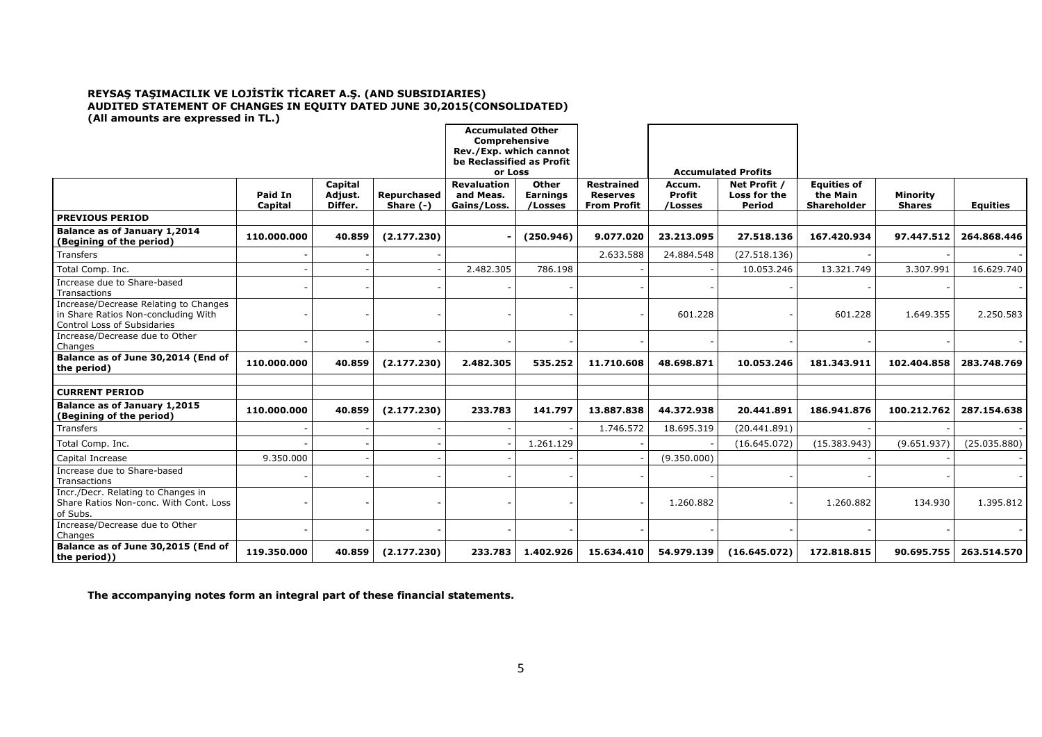**REYSAŞ TAŞIMACILIK VE LOJİSTİK TİCARET A.Ş. (AND SUBSIDIARIES)**
**AUDITED STATEMENT OF CHANGES IN EQUITY DATED JUNE 30,2015(CONSOLIDATED)**
**(All amounts are expressed in TL.)**

| | | | | Accumulated Other Comprehensive Rev./Exp. which cannot be Reclassified as Profit or Loss | | | Accumulated Profits | | | | |
|---|---|---|---|---|---|---|---|---|---|---|---|
| | **Paid In Capital** | **Capital Adjust. Differ.** | **Repurchased Share (-)** | **Revaluation and Meas. Gains/Loss.** | **Other Earnings /Losses** | **Restrained Reserves From Profit** | **Accum. Profit /Losses** | **Net Profit / Loss for the Period** | **Equities of the Main Shareholder** | **Minority Shares** | **Equities** |
| **PREVIOUS PERIOD** | | | | | | | | | | | |
| **Balance as of January 1,2014 (Begining of the period)** | **110.000.000** | **40.859** | **(2.177.230)** | **-** | **(250.946)** | **9.077.020** | **23.213.095** | **27.518.136** | **167.420.934** | **97.447.512** | **264.868.446** |
| Transfers | - | - | - | | | 2.633.588 | 24.884.548 | (27.518.136) | - | - | - |
| Total Comp. Inc. | - | - | - | 2.482.305 | 786.198 | - | - | 10.053.246 | 13.321.749 | 3.307.991 | 16.629.740 |
| Increase due to Share-based Transactions | - | - | - | - | - | - | - | - | - | - | - |
| Increase/Decrease Relating to Changes in Share Ratios Non-concluding With Control Loss of Subsidaries | - | - | - | - | - | - | 601.228 | - | 601.228 | 1.649.355 | 2.250.583 |
| Increase/Decrease due to Other Changes | - | - | - | - | - | - | - | - | - | - | - |
| **Balance as of June 30,2014 (End of the period)** | **110.000.000** | **40.859** | **(2.177.230)** | **2.482.305** | **535.252** | **11.710.608** | **48.698.871** | **10.053.246** | **181.343.911** | **102.404.858** | **283.748.769** |
| | | | | | | | | | | | |
| **CURRENT PERIOD** | | | | | | | | | | | |
| **Balance as of January 1,2015 (Begining of the period)** | **110.000.000** | **40.859** | **(2.177.230)** | **233.783** | **141.797** | **13.887.838** | **44.372.938** | **20.441.891** | **186.941.876** | **100.212.762** | **287.154.638** |
| Transfers | - | - | - | - | - | 1.746.572 | 18.695.319 | (20.441.891) | - | - | - |
| Total Comp. Inc. | - | - | - | - | 1.261.129 | - | - | (16.645.072) | (15.383.943) | (9.651.937) | (25.035.880) |
| Capital Increase | 9.350.000 | - | - | - | - | - | (9.350.000) | | - | - | - |
| Increase due to Share-based Transactions | - | - | - | - | - | - | - | - | - | - | - |
| Incr./Decr. Relating to Changes in Share Ratios Non-conc. With Cont. Loss of Subs. | - | - | - | - | - | - | 1.260.882 | - | 1.260.882 | 134.930 | 1.395.812 |
| Increase/Decrease due to Other Changes | - | - | - | - | - | - | - | - | - | - | - |
| **Balance as of June 30,2015 (End of the period))** | **119.350.000** | **40.859** | **(2.177.230)** | **233.783** | **1.402.926** | **15.634.410** | **54.979.139** | **(16.645.072)** | **172.818.815** | **90.695.755** | **263.514.570** |

**The accompanying notes form an integral part of these financial statements.**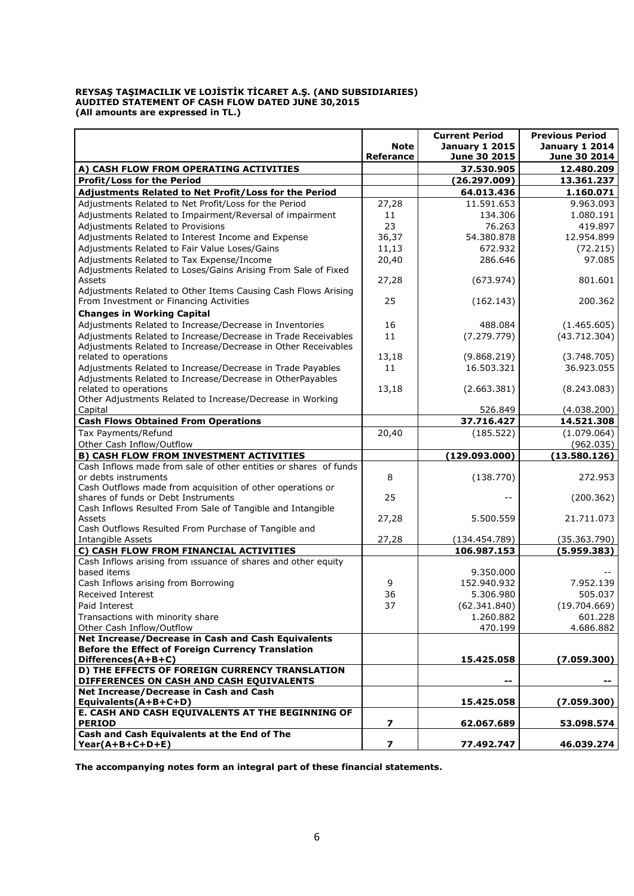**REYSAŞ TAŞIMACILIK VE LOJİSTİK TİCARET A.Ş. (AND SUBSIDIARIES)**
**AUDITED STATEMENT OF CASH FLOW DATED JUNE 30,2015**
**(All amounts are expressed in TL.)**

| | Note Referance | Current Period January 1 2015 June 30 2015 | Previous Period January 1 2014 June 30 2014 |
|---|---|---|---|
| **A) CASH FLOW FROM OPERATING ACTIVITIES** | | **37.530.905** | **12.480.209** |
| **Profit/Loss for the Period** | | **(26.297.009)** | **13.361.237** |
| **Adjustments Related to Net Profit/Loss for the Period** | | **64.013.436** | **1.160.071** |
| Adjustments Related to Net Profit/Loss for the Period | 27,28 | 11.591.653 | 9.963.093 |
| Adjustments Related to Impairment/Reversal of impairment | 11 | 134.306 | 1.080.191 |
| Adjustments Related to Provisions | 23 | 76.263 | 419.897 |
| Adjustments Related to Interest Income and Expense | 36,37 | 54.380.878 | 12.954.899 |
| Adjustments Related to Fair Value Loses/Gains | 11,13 | 672.932 | (72.215) |
| Adjustments Related to Tax Expense/Income | 20,40 | 286.646 | 97.085 |
| Adjustments Related to Loses/Gains Arising From Sale of Fixed Assets | 27,28 | (673.974) | 801.601 |
| Adjustments Related to Other Items Causing Cash Flows Arising From Investment or Financing Activities | 25 | (162.143) | 200.362 |
| **Changes in Working Capital** | | | |
| Adjustments Related to Increase/Decrease in Inventories | 16 | 488.084 | (1.465.605) |
| Adjustments Related to Increase/Decrease in Trade Receivables | 11 | (7.279.779) | (43.712.304) |
| Adjustments Related to Increase/Decrease in Other Receivables related to operations | 13,18 | (9.868.219) | (3.748.705) |
| Adjustments Related to Increase/Decrease in Trade Payables | 11 | 16.503.321 | 36.923.055 |
| Adjustments Related to Increase/Decrease in OtherPayables related to operations | 13,18 | (2.663.381) | (8.243.083) |
| Other Adjustments Related to Increase/Decrease in Working Capital | | 526.849 | (4.038.200) |
| **Cash Flows Obtained From Operations** | | **37.716.427** | **14.521.308** |
| Tax Payments/Refund | 20,40 | (185.522) | (1.079.064) |
| Other Cash Inflow/Outflow | | | (962.035) |
| **B) CASH FLOW FROM INVESTMENT ACTIVITIES** | | **(129.093.000)** | **(13.580.126)** |
| Cash Inflows made from sale of other entities or shares of funds or debts instruments | 8 | (138.770) | 272.953 |
| Cash Outflows made from acquisition of other operations or shares of funds or Debt Instruments | 25 | -- | (200.362) |
| Cash Inflows Resulted From Sale of Tangible and Intangible Assets | 27,28 | 5.500.559 | 21.711.073 |
| Cash Outflows Resulted From Purchase of Tangible and Intangible Assets | 27,28 | (134.454.789) | (35.363.790) |
| **C) CASH FLOW FROM FINANCIAL ACTIVITIES** | | **106.987.153** | **(5.959.383)** |
| Cash Inflows arising from ıssuance of shares and other equity based items | | 9.350.000 | -- |
| Cash Inflows arising from Borrowing | 9 | 152.940.932 | 7.952.139 |
| Received Interest | 36 | 5.306.980 | 505.037 |
| Paid Interest | 37 | (62.341.840) | (19.704.669) |
| Transactions with minority share | | 1.260.882 | 601.228 |
| Other Cash Inflow/Outflow | | 470.199 | 4.686.882 |
| **Net Increase/Decrease in Cash and Cash Equivalents Before the Effect of Foreign Currency Translation Differences(A+B+C)** | | **15.425.058** | **(7.059.300)** |
| **D) THE EFFECTS OF FOREIGN CURRENCY TRANSLATION DIFFERENCES ON CASH AND CASH EQUIVALENTS** | | **--** | **--** |
| **Net Increase/Decrease in Cash and Cash Equivalents(A+B+C+D)** | | **15.425.058** | **(7.059.300)** |
| **E. CASH AND CASH EQUIVALENTS AT THE BEGINNING OF PERIOD** | **7** | **62.067.689** | **53.098.574** |
| **Cash and Cash Equivalents at the End of The Year(A+B+C+D+E)** | **7** | **77.492.747** | **46.039.274** |

**The accompanying notes form an integral part of these financial statements.**